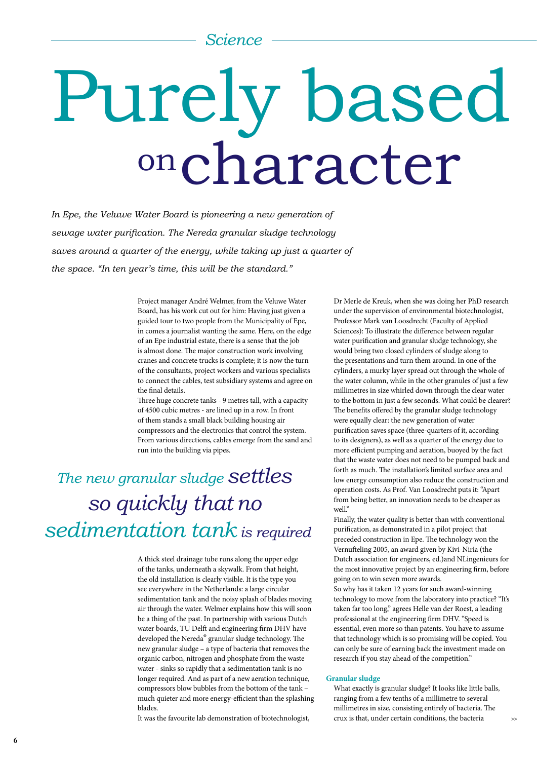Science

# Purely based on character

*In Epe, the Veluwe Water Board is pioneering a new generation of sewage water purification. The Nereda granular sludge technology saves around a quarter of the energy, while taking up just a quarter of the space. "In ten year's time, this will be the standard."*

Project manager André Welmer, from the Veluwe Water Board, has his work cut out for him: Having just given a guided tour to two people from the Municipality of Epe, in comes a journalist wanting the same. Here, on the edge of an Epe industrial estate, there is a sense that the job is almost done. The major construction work involving cranes and concrete trucks is complete; it is now the turn of the consultants, project workers and various specialists to connect the cables, test subsidiary systems and agree on the final details.

Three huge concrete tanks - 9 metres tall, with a capacity of 4500 cubic metres - are lined up in a row. In front of them stands a small black building housing air compressors and the electronics that control the system. From various directions, cables emerge from the sand and run into the building via pipes.

> *The new granular sludge settles so quickly that no sedimentation tank is required*

A thick steel drainage tube runs along the upper edge of the tanks, underneath a skywalk. From that height, the old installation is clearly visible. It is the type you see everywhere in the Netherlands: a large circular sedimentation tank and the noisy splash of blades moving air through the water. Welmer explains how this will soon be a thing of the past. In partnership with various Dutch water boards, TU Delft and engineering firm DHV have developed the Nereda® granular sludge technology. The new granular sludge – a type of bacteria that removes the organic carbon, nitrogen and phosphate from the waste water - sinks so rapidly that a sedimentation tank is no longer required. And as part of a new aeration technique, compressors blow bubbles from the bottom of the tank – much quieter and more energy-efficient than the splashing blades.

It was the favourite lab demonstration of biotechnologist, Dr Merle de Kreuk, when she was doing her PhD research under the supervision of environmental biotechnologist, Professor Mark van Loosdrecht (Faculty of Applied Sciences): To illustrate the difference between regular water purification and granular sludge technology, she would bring two closed cylinders of sludge along to the presentations and turn them around. In one of the cylinders, a murky layer spread out through the whole of the water column, while in the other granules of just a few millimetres in size whirled down through the clear water to the bottom in just a few seconds. What could be clearer? The benefits offered by the granular sludge technology were equally clear: the new generation of water purification saves space (three-quarters of it, according to its designers), as well as a quarter of the energy due to more efficient pumping and aeration, buoyed by the fact that the waste water does not need to be pumped back and forth as much. The installation's limited surface area and low energy consumption also reduce the construction and operation costs. As Prof. Van Loosdrecht puts it: "Apart from being better, an innovation needs to be cheaper as well."

Finally, the water quality is better than with conventional purification, as demonstrated in a pilot project that preceded construction in Epe. The technology won the Vernufteling 2005, an award given by Kivi-Niria (the Dutch association for engineers, ed.)and NLingenieurs for the most innovative project by an engineering firm, before going on to win seven more awards.

So why has it taken 12 years for such award-winning technology to move from the laboratory into practice? "It's taken far too long," agrees Helle van der Roest, a leading professional at the engineering firm DHV. "Speed is essential, even more so than patents. You have to assume that technology which is so promising will be copied. You can only be sure of earning back the investment made on research if you stay ahead of the competition."

## Granular sludge

What exactly is granular sludge? It looks like little balls, ranging from a few tenths of a millimetre to several millimetres in size, consisting entirely of bacteria. The crux is that, under certain conditions, the bacteria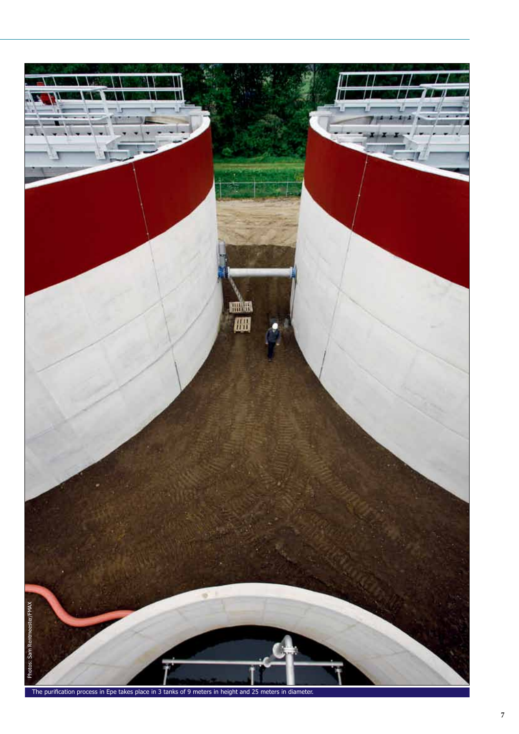Photos: Sam Rentmeester/FMAX

The purification process in Epe takes place in 3 tanks of 9 meters in height and 25 meters in diameter.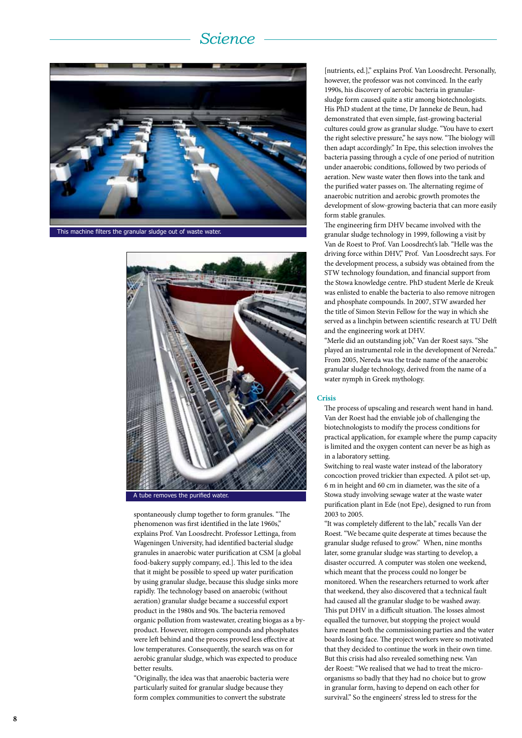This machine filters the granular sludge out of waste water.

A tube removes the purified water.

spontaneously clump together to form granules. "The phenomenon was first identified in the late 1960s," explains Prof. Van Loosdrecht. Professor Lettinga, from Wageningen University, had identified bacterial sludge granules in anaerobic water purification at CSM [a global food-bakery supply company, ed.]. This led to the idea that it might be possible to speed up water purification by using granular sludge, because this sludge sinks more rapidly. The technology based on anaerobic (without aeration) granular sludge became a successful export product in the 1980s and 90s. The bacteria removed organic pollution from wastewater, creating biogas as a by-product. However, nitrogen compounds and phosphates were left behind and the process proved less effective at low temperatures. Consequently, the search was on for aerobic granular sludge, which was expected to produce better results.

"Originally, the idea was that anaerobic bacteria were particularly suited for granular sludge because they form complex communities to convert the substrate [nutrients, ed.]," explains Prof. Van Loosdrecht. Personally, however, the professor was not convinced. In the early 1990s, his discovery of aerobic bacteria in granular-sludge form caused quite a stir among biotechnologists. His PhD student at the time, Dr Janneke de Beun, had demonstrated that even simple, fast-growing bacterial cultures could grow as granular sludge. "You have to exert the right selective pressure," he says now. "The biology will then adapt accordingly." In Epe, this selection involves the bacteria passing through a cycle of one period of nutrition under anaerobic conditions, followed by two periods of aeration. New waste water then flows into the tank and the purified water passes on. The alternating regime of anaerobic nutrition and aerobic growth promotes the development of slow-growing bacteria that can more easily form stable granules.

The engineering firm DHV became involved with the granular sludge technology in 1999, following a visit by Van de Roest to Prof. Van Loosdrecht's lab. "Helle was the driving force within DHV," Prof. Van Loosdrecht says. For the development process, a subsidy was obtained from the STW technology foundation, and financial support from the Stowa knowledge centre. PhD student Merle de Kreuk was enlisted to enable the bacteria to also remove nitrogen and phosphate compounds. In 2007, STW awarded her the title of Simon Stevin Fellow for the way in which she served as a linchpin between scientific research at TU Delft and the engineering work at DHV.

"Merle did an outstanding job," Van der Roest says. "She played an instrumental role in the development of Nereda." From 2005, Nereda was the trade name of the anaerobic granular sludge technology, derived from the name of a water nymph in Greek mythology.

### Crisis

The process of upscaling and research went hand in hand. Van der Roest had the enviable job of challenging the biotechnologists to modify the process conditions for practical application, for example where the pump capacity is limited and the oxygen content can never be as high as in a laboratory setting.

Switching to real waste water instead of the laboratory concoction proved trickier than expected. A pilot set-up, 6 m in height and 60 cm in diameter, was the site of a Stowa study involving sewage water at the waste water purification plant in Ede (not Epe), designed to run from 2003 to 2005.

"It was completely different to the lab," recalls Van der Roest. "We became quite desperate at times because the granular sludge refused to grow." When, nine months later, some granular sludge was starting to develop, a disaster occurred. A computer was stolen one weekend, which meant that the process could no longer be monitored. When the researchers returned to work after that weekend, they also discovered that a technical fault had caused all the granular sludge to be washed away. This put DHV in a difficult situation. The losses almost equalled the turnover, but stopping the project would have meant both the commissioning parties and the water boards losing face. The project workers were so motivated that they decided to continue the work in their own time. But this crisis had also revealed something new. Van der Roest: "We realised that we had to treat the micro-organisms so badly that they had no choice but to grow in granular form, having to depend on each other for survival." So the engineers' stress led to stress for the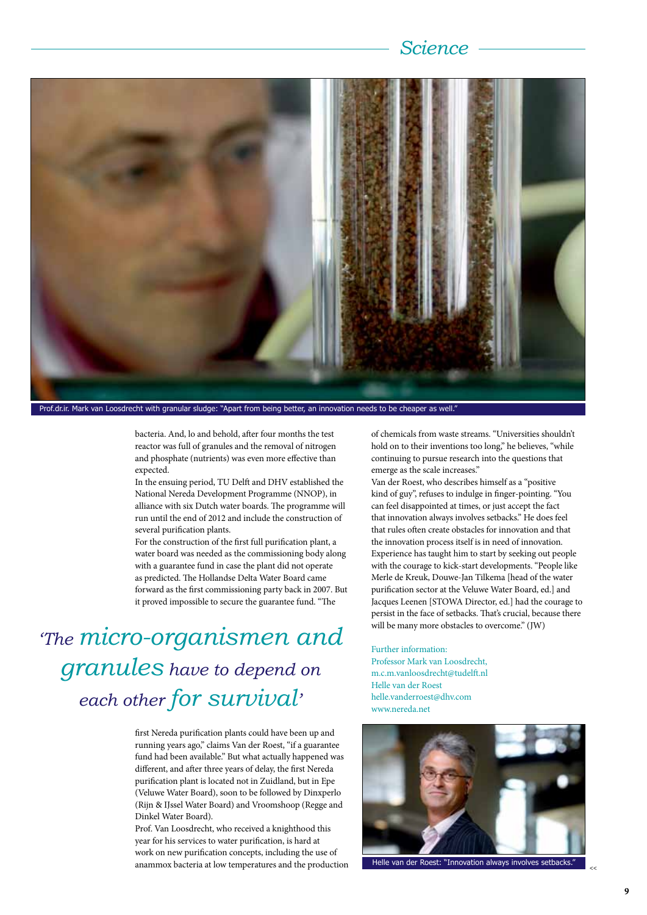Prof.dr.ir. Mark van Loosdrecht with granular sludge: "Apart from being better, an innovation needs to be cheaper as well."

bacteria. And, lo and behold, after four months the test reactor was full of granules and the removal of nitrogen and phosphate (nutrients) was even more effective than expected.

In the ensuing period, TU Delft and DHV established the National Nereda Development Programme (NNOP), in alliance with six Dutch water boards. The programme will run until the end of 2012 and include the construction of several purification plants.

For the construction of the first full purification plant, a water board was needed as the commissioning body along with a guarantee fund in case the plant did not operate as predicted. The Hollandse Delta Water Board came forward as the first commissioning party back in 2007. But it proved impossible to secure the guarantee fund. "The first Nereda purification plants could have been up and running years ago," claims Van der Roest, "if a guarantee fund had been available." But what actually happened was different, and after three years of delay, the first Nereda purification plant is located not in Zuidland, but in Epe (Veluwe Water Board), soon to be followed by Dinxperlo (Rijn & IJssel Water Board) and Vroomshoop (Regge and Dinkel Water Board).

*'The micro-organismen and granules have to depend on each other for survival'*

Prof. Van Loosdrecht, who received a knighthood this year for his services to water purification, is hard at work on new purification concepts, including the use of anammox bacteria at low temperatures and the production of chemicals from waste streams. "Universities shouldn't hold on to their inventions too long," he believes, "while continuing to pursue research into the questions that emerge as the scale increases."

Van der Roest, who describes himself as a "positive kind of guy", refuses to indulge in finger-pointing. "You can feel disappointed at times, or just accept the fact that innovation always involves setbacks." He does feel that rules often create obstacles for innovation and that the innovation process itself is in need of innovation. Experience has taught him to start by seeking out people with the courage to kick-start developments. "People like Merle de Kreuk, Douwe-Jan Tilkema [head of the water purification sector at the Veluwe Water Board, ed.] and Jacques Leenen [STOWA Director, ed.] had the courage to persist in the face of setbacks. That's crucial, because there will be many more obstacles to overcome." (JW)

Further information:
Professor Mark van Loosdrecht,
m.c.m.vanloosdrecht@tudelft.nl
Helle van der Roest
helle.vanderroest@dhv.com
www.nereda.net

Helle van der Roest: "Innovation always involves setbacks."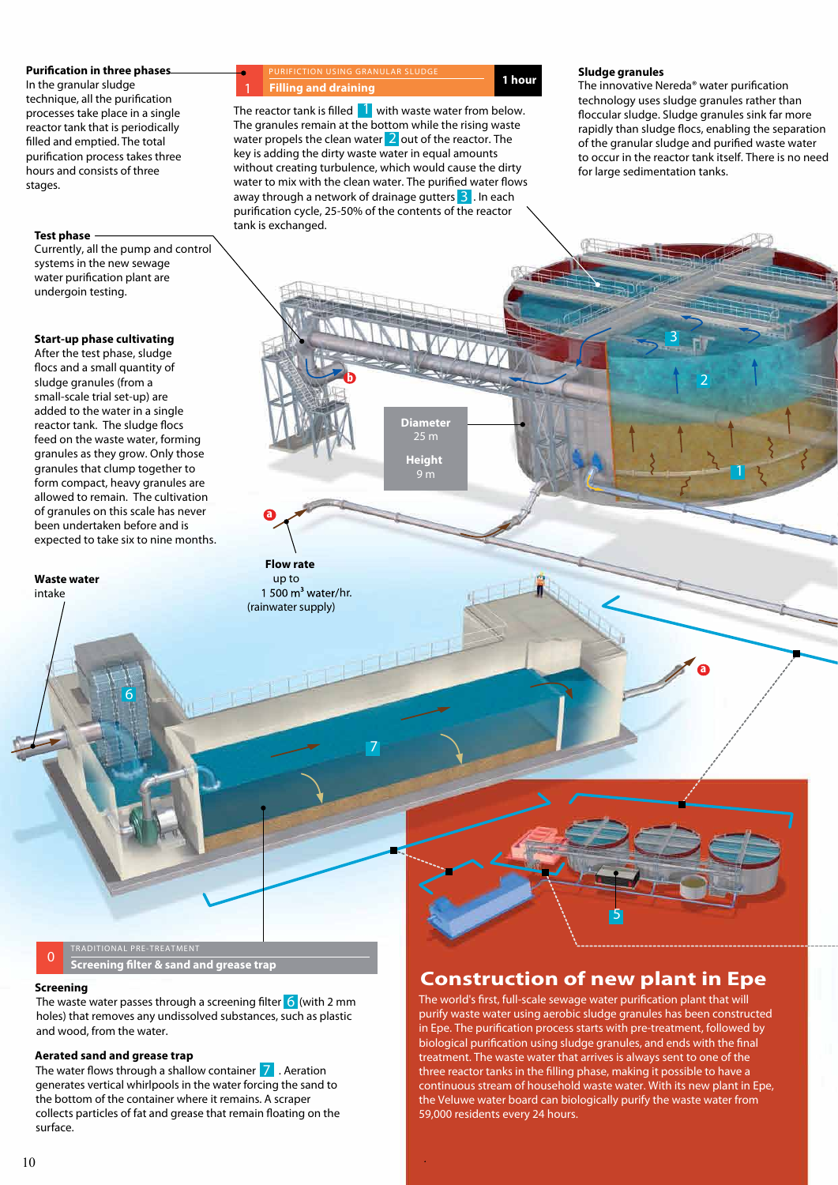**Purification in three phases**
In the granular sludge technique, all the purification processes take place in a single reactor tank that is periodically filled and emptied. The total purification process takes three hours and consists of three stages.

**Test phase**
Currently, all the pump and control systems in the new sewage water purification plant are undergoin testing.

**Start-up phase cultivating**
After the test phase, sludge flocs and a small quantity of sludge granules (from a small-scale trial set-up) are added to the water in a single reactor tank. The sludge flocs feed on the waste water, forming granules as they grow. Only those granules that clump together to form compact, heavy granules are allowed to remain. The cultivation of granules on this scale has never been undertaken before and is expected to take six to nine months.

**Waste water** intake

PURIFICTION USING GRANULAR SLUDGE

## 1 Filling and draining — 1 hour

The reactor tank is filled 1 with waste water from below. The granules remain at the bottom while the rising waste water propels the clean water 2 out of the reactor. The key is adding the dirty waste water in equal amounts without creating turbulence, which would cause the dirty water to mix with the clean water. The purified water flows away through a network of drainage gutters 3. In each purification cycle, 25-50% of the contents of the reactor tank is exchanged.

**Sludge granules**
The innovative Nereda® water purification technology uses sludge granules rather than floccular sludge. Sludge granules sink far more rapidly than sludge flocs, enabling the separation of the granular sludge and purified waste water to occur in the reactor tank itself. There is no need for large sedimentation tanks.

**Diameter** 25 m
**Height** 9 m

**Flow rate**
up to
1 500 m$^3$ water/hr.
(rainwater supply)

TRADITIONAL PRE-TREATMENT

## 0 Screening filter & sand and grease trap

**Screening**
The water passes through a screening filter 6 (with 2 mm holes) that removes any undissolved substances, such as plastic and wood, from the water.

**Aerated sand and grease trap**
The water flows through a shallow container 7. Aeration generates vertical whirlpools in the water forcing the sand to the bottom of the container where it remains. A scraper collects particles of fat and grease that remain floating on the surface.

## Construction of new plant in Epe

The world's first, full-scale sewage water purification plant that will purify waste water using aerobic sludge granules has been constructed in Epe. The purification process starts with pre-treatment, followed by biological purification using sludge granules, and ends with the final treatment. The waste water that arrives is always sent to one of the three reactor tanks in the filling phase, making it possible to have a continuous stream of household waste water. With its new plant in Epe, the Veluwe water board can biologically purify the waste water from 59,000 residents every 24 hours.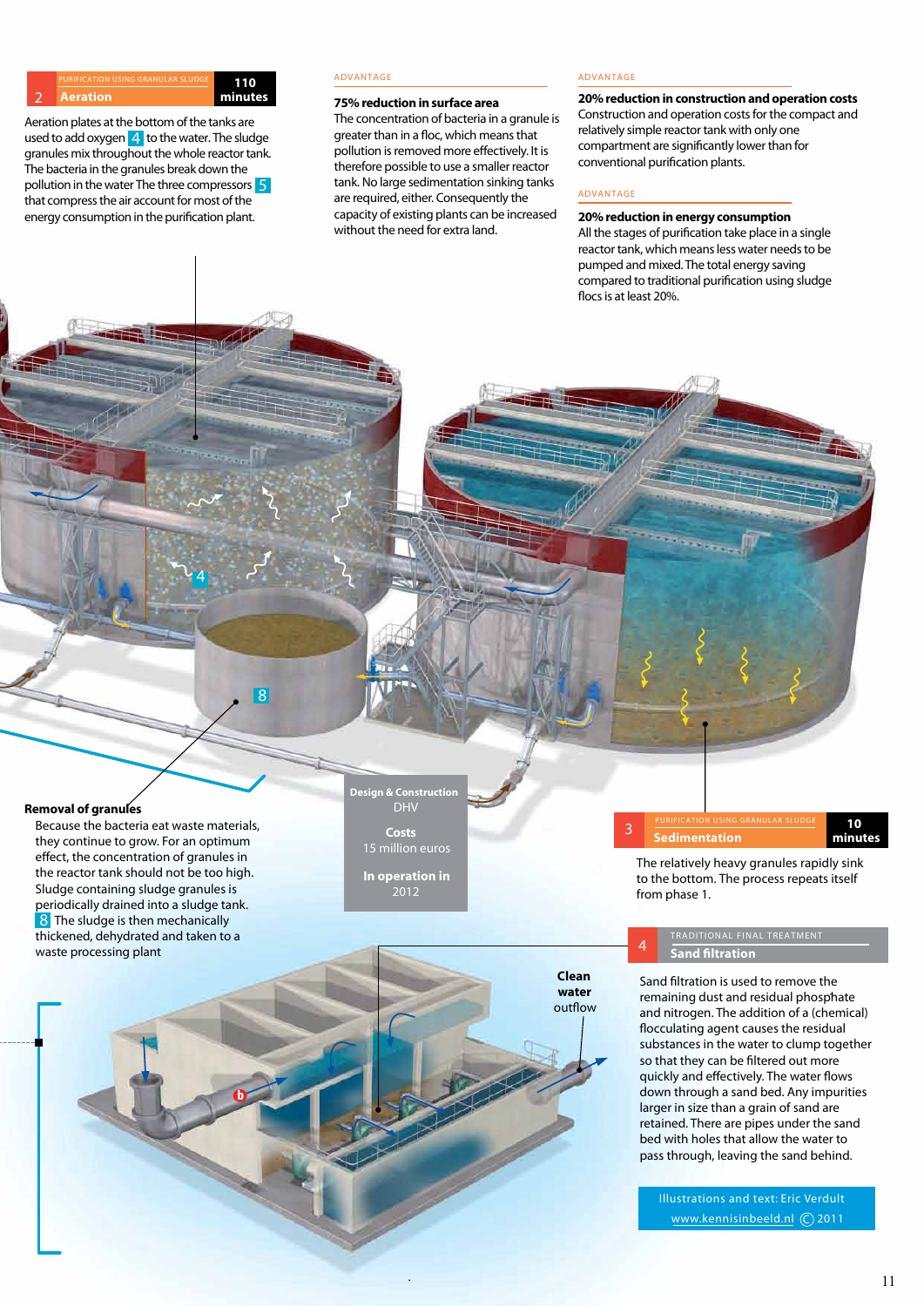PURIFICATION USING GRANULAR SLUDGE

## 2 Aeration — 110 minutes

Aeration plates at the bottom of the tanks are used to add oxygen 4 to the water. The sludge granules mix throughout the whole reactor tank. The bacteria in the granules break down the pollution in the water The three compressors 5 that compress the air account for most of the energy consumption in the purification plant.

ADVANTAGE

**75% reduction in surface area**
The concentration of bacteria in a granule is greater than in a floc, which means that pollution is removed more effectively. It is therefore possible to use a smaller reactor tank. No large sedimentation sinking tanks are required, either. Consequently the capacity of existing plants can be increased without the need for extra land.

ADVANTAGE

**20% reduction in construction and operation costs**
Construction and operation costs for the compact and relatively simple reactor tank with only one compartment are significantly lower than for conventional purification plants.

ADVANTAGE

**20% reduction in energy consumption**
All the stages of purification take place in a single reactor tank, which means less water needs to be pumped and mixed. The total energy saving compared to traditional purification using sludge flocs is at least 20%.

4

8

**Removal of granules**
Because the bacteria eat waste materials, they continue to grow. For an optimum effect, the concentration of granules in the reactor tank should not be too high. Sludge containing sludge granules is periodically drained into a sludge tank. 8 The sludge is then mechanically thickened, dehydrated and taken to a waste processing plant

**Design & Construction**
DHV

**Costs**
15 million euros

**In operation in**
2012

PURIFICATION USING GRANULAR SLUDGE

## 3 Sedimentation — 10 minutes

The relatively heavy granules rapidly sink to the bottom. The process repeats itself from phase 1.

TRADITIONAL FINAL TREATMENT

## 4 Sand filtration

**Clean water** outflow

b

Sand filtration is used to remove the remaining dust and residual phosphate and nitrogen. The addition of a (chemical) flocculating agent causes the residual substances in the water to clump together so that they can be filtered out more quickly and effectively. The water flows down through a sand bed. Any impurities larger in size than a grain of sand are retained. There are pipes under the sand bed with holes that allow the water to pass through, leaving the sand behind.

Illustrations and text: Eric Verdult
www.kennisinbeeld.nl © 2011